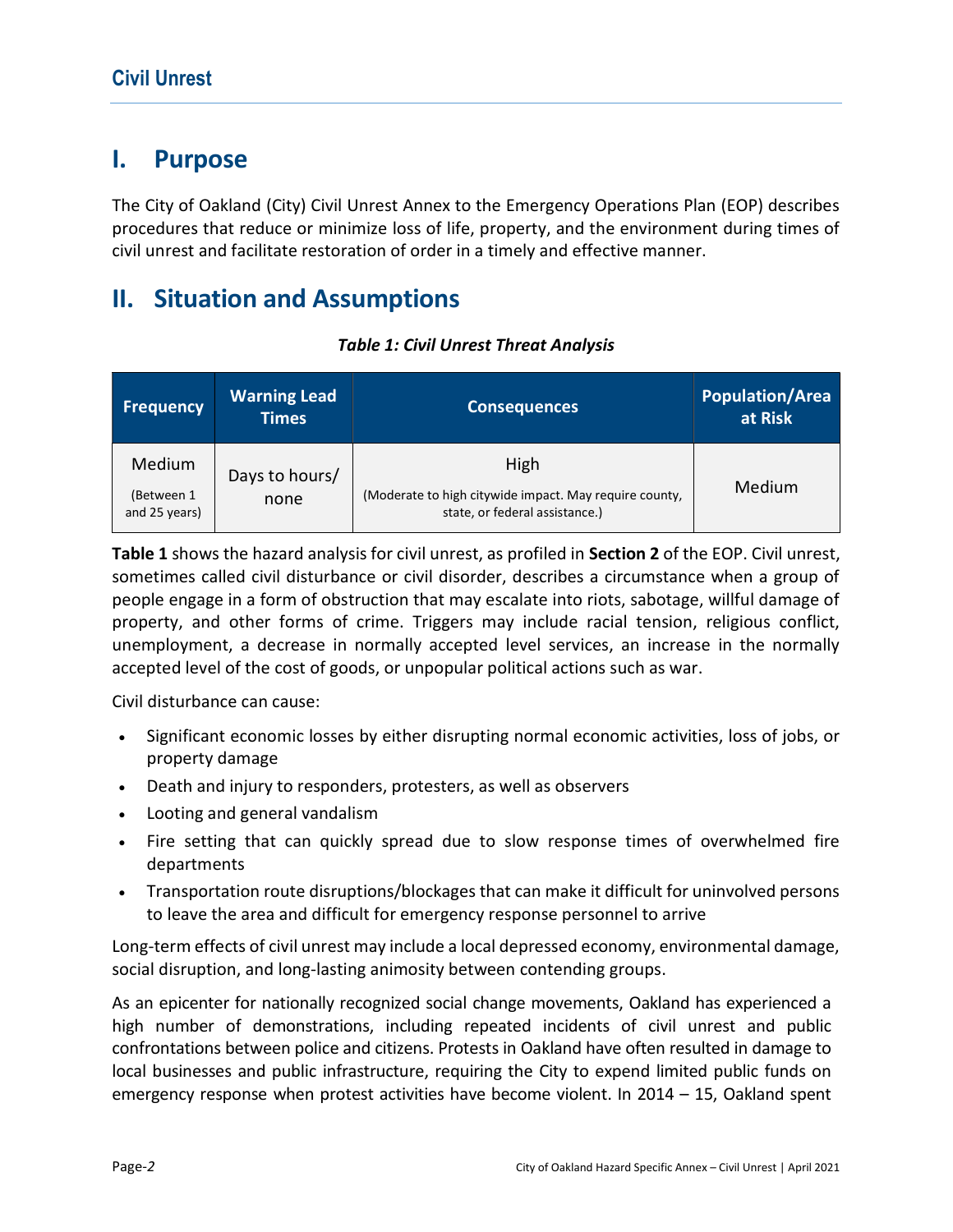# Civil Unrest

## I. Purpose

The City of Oakland (City) Civil Unrest Annex to the Emergency Operations Plan (EOP) describes procedures that reduce or minimize loss of life, property, and the environment during times of civil unrest and facilitate restoration of order in a timely and effective manner.

## II. Situation and Assumptions

***Table 1: Civil Unrest Threat Analysis***

| Frequency | Warning Lead Times | Consequences | Population/Area at Risk |
|---|---|---|---|
| Medium (Between 1 and 25 years) | Days to hours/ none | High (Moderate to high citywide impact. May require county, state, or federal assistance.) | Medium |

**Table 1** shows the hazard analysis for civil unrest, as profiled in **Section 2** of the EOP. Civil unrest, sometimes called civil disturbance or civil disorder, describes a circumstance when a group of people engage in a form of obstruction that may escalate into riots, sabotage, willful damage of property, and other forms of crime. Triggers may include racial tension, religious conflict, unemployment, a decrease in normally accepted level services, an increase in the normally accepted level of the cost of goods, or unpopular political actions such as war.

Civil disturbance can cause:

- Significant economic losses by either disrupting normal economic activities, loss of jobs, or property damage
- Death and injury to responders, protesters, as well as observers
- Looting and general vandalism
- Fire setting that can quickly spread due to slow response times of overwhelmed fire departments
- Transportation route disruptions/blockages that can make it difficult for uninvolved persons to leave the area and difficult for emergency response personnel to arrive

Long-term effects of civil unrest may include a local depressed economy, environmental damage, social disruption, and long-lasting animosity between contending groups.

As an epicenter for nationally recognized social change movements, Oakland has experienced a high number of demonstrations, including repeated incidents of civil unrest and public confrontations between police and citizens. Protests in Oakland have often resulted in damage to local businesses and public infrastructure, requiring the City to expend limited public funds on emergency response when protest activities have become violent. In 2014 – 15, Oakland spent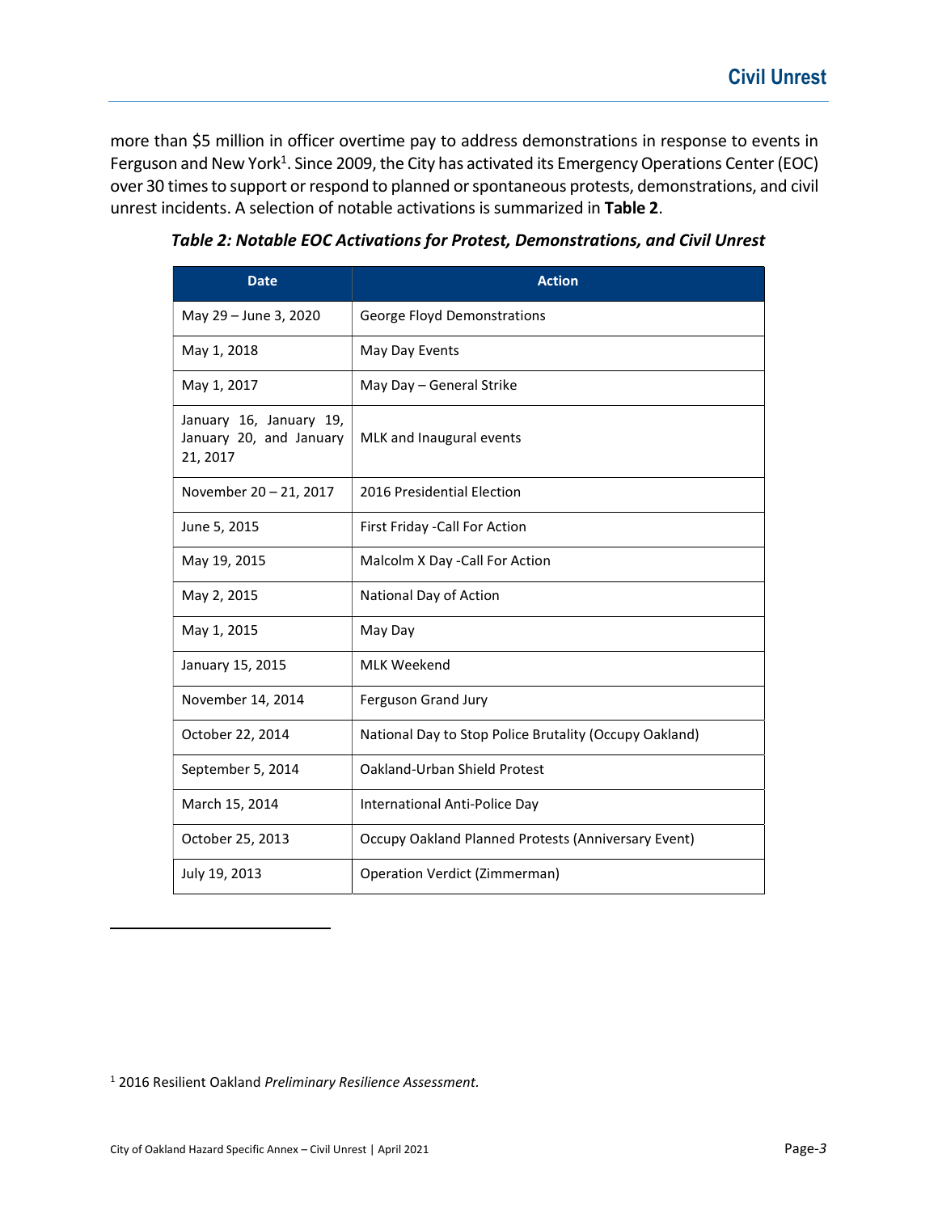more than $5 million in officer overtime pay to address demonstrations in response to events in Ferguson and New York[1]. Since 2009, the City has activated its Emergency Operations Center (EOC) over 30 times to support or respond to planned or spontaneous protests, demonstrations, and civil unrest incidents. A selection of notable activations is summarized in **Table 2**.

***Table 2: Notable EOC Activations for Protest, Demonstrations, and Civil Unrest***

| Date | Action |
|---|---|
| May 29 – June 3, 2020 | George Floyd Demonstrations |
| May 1, 2018 | May Day Events |
| May 1, 2017 | May Day – General Strike |
| January 16, January 19, January 20, and January 21, 2017 | MLK and Inaugural events |
| November 20 – 21, 2017 | 2016 Presidential Election |
| June 5, 2015 | First Friday -Call For Action |
| May 19, 2015 | Malcolm X Day -Call For Action |
| May 2, 2015 | National Day of Action |
| May 1, 2015 | May Day |
| January 15, 2015 | MLK Weekend |
| November 14, 2014 | Ferguson Grand Jury |
| October 22, 2014 | National Day to Stop Police Brutality (Occupy Oakland) |
| September 5, 2014 | Oakland-Urban Shield Protest |
| March 15, 2014 | International Anti-Police Day |
| October 25, 2013 | Occupy Oakland Planned Protests (Anniversary Event) |
| July 19, 2013 | Operation Verdict (Zimmerman) |

[1] 2016 Resilient Oakland *Preliminary Resilience Assessment.*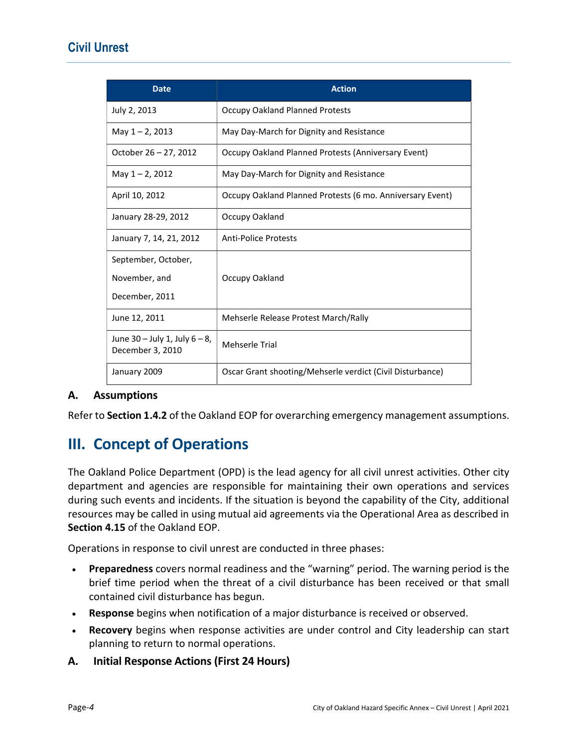| Date | Action |
|---|---|
| July 2, 2013 | Occupy Oakland Planned Protests |
| May 1 – 2, 2013 | May Day-March for Dignity and Resistance |
| October 26 – 27, 2012 | Occupy Oakland Planned Protests (Anniversary Event) |
| May 1 – 2, 2012 | May Day-March for Dignity and Resistance |
| April 10, 2012 | Occupy Oakland Planned Protests (6 mo. Anniversary Event) |
| January 28-29, 2012 | Occupy Oakland |
| January 7, 14, 21, 2012 | Anti-Police Protests |
| September, October, November, and December, 2011 | Occupy Oakland |
| June 12, 2011 | Mehserle Release Protest March/Rally |
| June 30 – July 1, July 6 – 8, December 3, 2010 | Mehserle Trial |
| January 2009 | Oscar Grant shooting/Mehserle verdict (Civil Disturbance) |

### A. Assumptions

Refer to **Section 1.4.2** of the Oakland EOP for overarching emergency management assumptions.

## III. Concept of Operations

The Oakland Police Department (OPD) is the lead agency for all civil unrest activities. Other city department and agencies are responsible for maintaining their own operations and services during such events and incidents. If the situation is beyond the capability of the City, additional resources may be called in using mutual aid agreements via the Operational Area as described in **Section 4.15** of the Oakland EOP.

Operations in response to civil unrest are conducted in three phases:

- **Preparedness** covers normal readiness and the "warning" period. The warning period is the brief time period when the threat of a civil disturbance has been received or that small contained civil disturbance has begun.
- **Response** begins when notification of a major disturbance is received or observed.
- **Recovery** begins when response activities are under control and City leadership can start planning to return to normal operations.

### A. Initial Response Actions (First 24 Hours)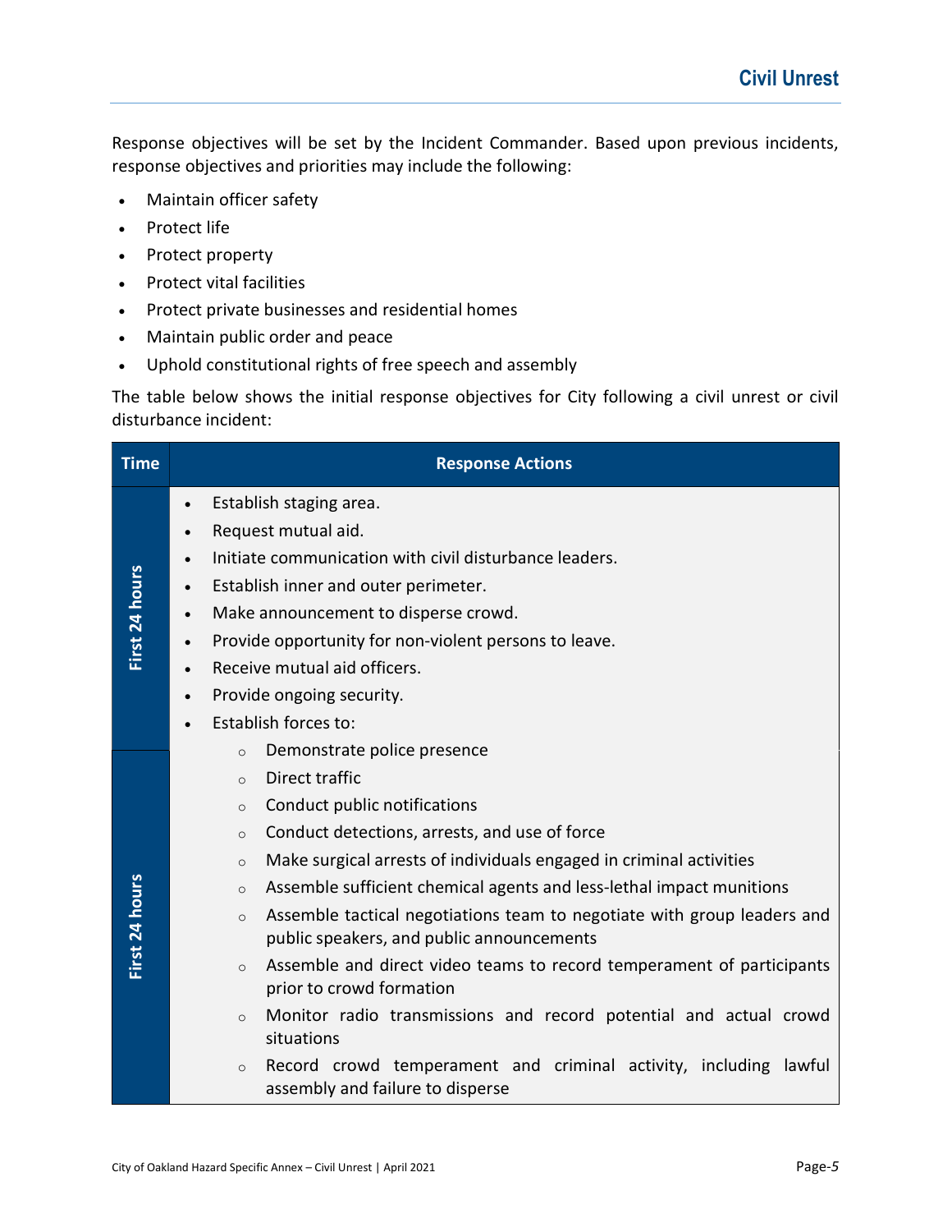Response objectives will be set by the Incident Commander. Based upon previous incidents, response objectives and priorities may include the following:

- Maintain officer safety
- Protect life
- Protect property
- Protect vital facilities
- Protect private businesses and residential homes
- Maintain public order and peace
- Uphold constitutional rights of free speech and assembly

The table below shows the initial response objectives for City following a civil unrest or civil disturbance incident:

| Time | Response Actions |
|---|---|
| First 24 hours | • Establish staging area.<br>• Request mutual aid.<br>• Initiate communication with civil disturbance leaders.<br>• Establish inner and outer perimeter.<br>• Make announcement to disperse crowd.<br>• Provide opportunity for non-violent persons to leave.<br>• Receive mutual aid officers.<br>• Provide ongoing security.<br>• Establish forces to:<br>&nbsp;&nbsp;◦ Demonstrate police presence<br>&nbsp;&nbsp;◦ Direct traffic<br>&nbsp;&nbsp;◦ Conduct public notifications<br>&nbsp;&nbsp;◦ Conduct detections, arrests, and use of force<br>&nbsp;&nbsp;◦ Make surgical arrests of individuals engaged in criminal activities<br>&nbsp;&nbsp;◦ Assemble sufficient chemical agents and less-lethal impact munitions<br>&nbsp;&nbsp;◦ Assemble tactical negotiations team to negotiate with group leaders and public speakers, and public announcements<br>&nbsp;&nbsp;◦ Assemble and direct video teams to record temperament of participants prior to crowd formation<br>&nbsp;&nbsp;◦ Monitor radio transmissions and record potential and actual crowd situations<br>&nbsp;&nbsp;◦ Record crowd temperament and criminal activity, including lawful assembly and failure to disperse |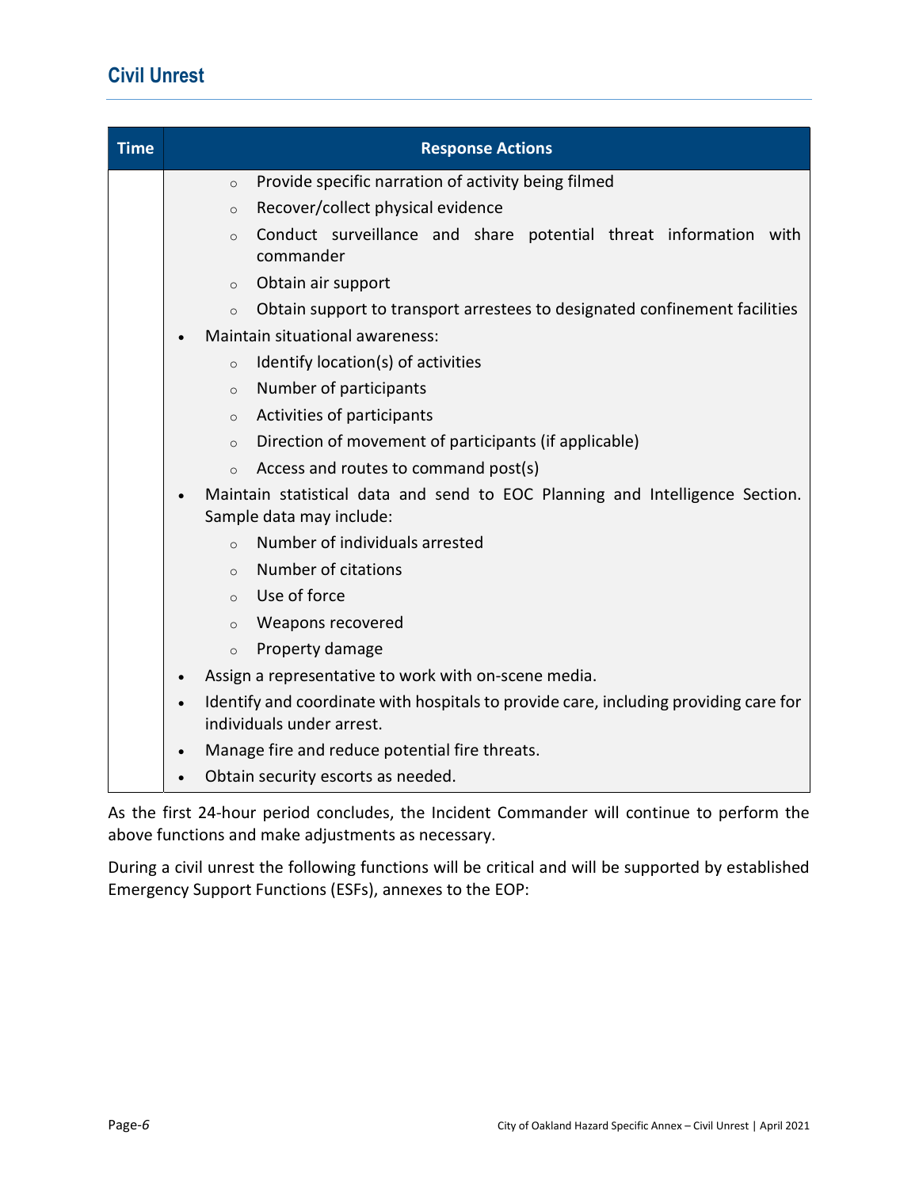## Civil Unrest

| Time | Response Actions |
| --- | --- |
| | ◦ Provide specific narration of activity being filmed<br>◦ Recover/collect physical evidence<br>◦ Conduct surveillance and share potential threat information with commander<br>◦ Obtain air support<br>◦ Obtain support to transport arrestees to designated confinement facilities<br>• Maintain situational awareness:<br>◦ Identify location(s) of activities<br>◦ Number of participants<br>◦ Activities of participants<br>◦ Direction of movement of participants (if applicable)<br>◦ Access and routes to command post(s)<br>• Maintain statistical data and send to EOC Planning and Intelligence Section. Sample data may include:<br>◦ Number of individuals arrested<br>◦ Number of citations<br>◦ Use of force<br>◦ Weapons recovered<br>◦ Property damage<br>• Assign a representative to work with on-scene media.<br>• Identify and coordinate with hospitals to provide care, including providing care for individuals under arrest.<br>• Manage fire and reduce potential fire threats.<br>• Obtain security escorts as needed. |

As the first 24-hour period concludes, the Incident Commander will continue to perform the above functions and make adjustments as necessary.

During a civil unrest the following functions will be critical and will be supported by established Emergency Support Functions (ESFs), annexes to the EOP: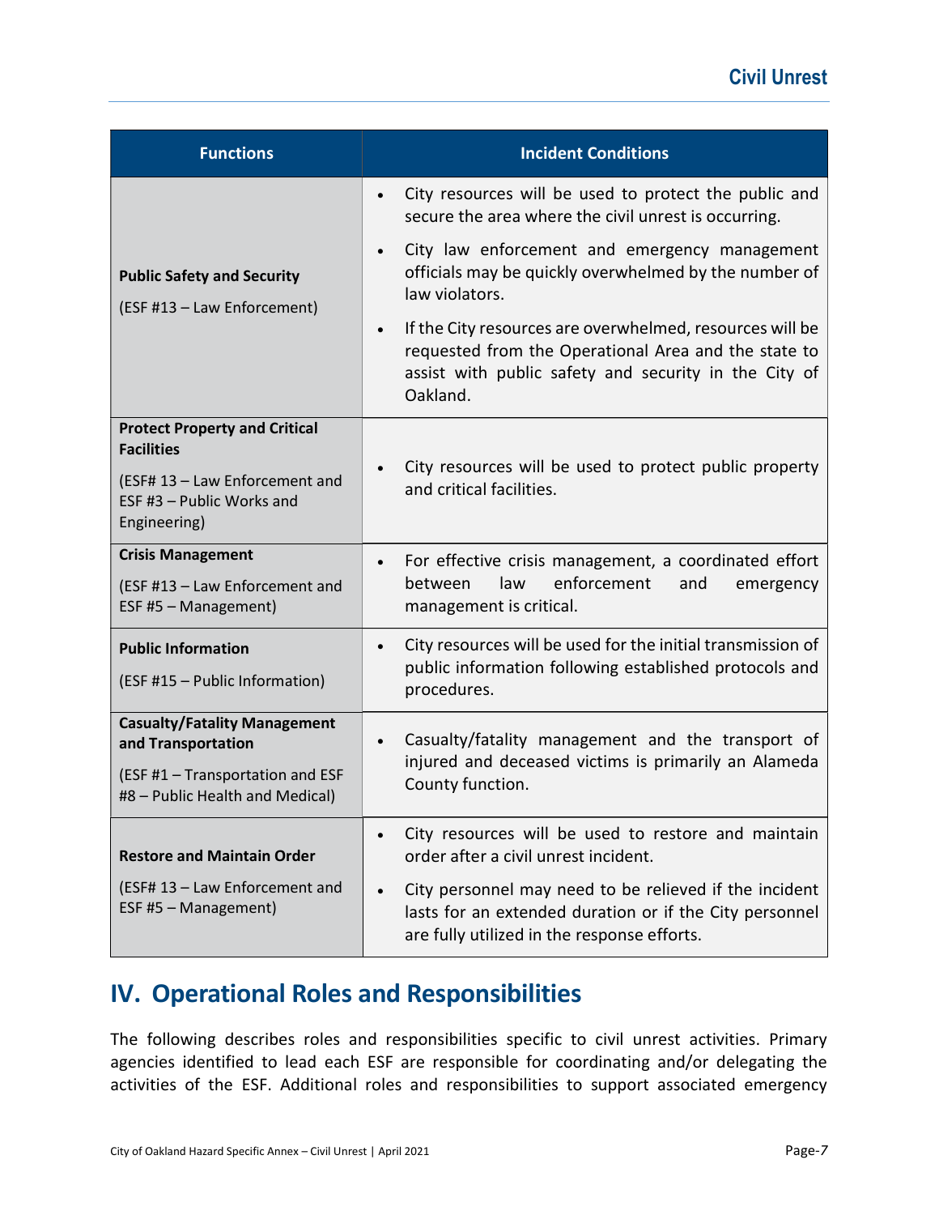| Functions | Incident Conditions |
|---|---|
| **Public Safety and Security**<br><br>(ESF #13 – Law Enforcement) | • City resources will be used to protect the public and secure the area where the civil unrest is occurring.<br>• City law enforcement and emergency management officials may be quickly overwhelmed by the number of law violators.<br>• If the City resources are overwhelmed, resources will be requested from the Operational Area and the state to assist with public safety and security in the City of Oakland. |
| **Protect Property and Critical Facilities**<br><br>(ESF# 13 – Law Enforcement and ESF #3 – Public Works and Engineering) | • City resources will be used to protect public property and critical facilities. |
| **Crisis Management**<br><br>(ESF #13 – Law Enforcement and ESF #5 – Management) | • For effective crisis management, a coordinated effort between law enforcement and emergency management is critical. |
| **Public Information**<br><br>(ESF #15 – Public Information) | • City resources will be used for the initial transmission of public information following established protocols and procedures. |
| **Casualty/Fatality Management and Transportation**<br><br>(ESF #1 – Transportation and ESF #8 – Public Health and Medical) | • Casualty/fatality management and the transport of injured and deceased victims is primarily an Alameda County function. |
| **Restore and Maintain Order**<br><br>(ESF# 13 – Law Enforcement and ESF #5 – Management) | • City resources will be used to restore and maintain order after a civil unrest incident.<br>• City personnel may need to be relieved if the incident lasts for an extended duration or if the City personnel are fully utilized in the response efforts. |

## IV. Operational Roles and Responsibilities

The following describes roles and responsibilities specific to civil unrest activities. Primary agencies identified to lead each ESF are responsible for coordinating and/or delegating the activities of the ESF. Additional roles and responsibilities to support associated emergency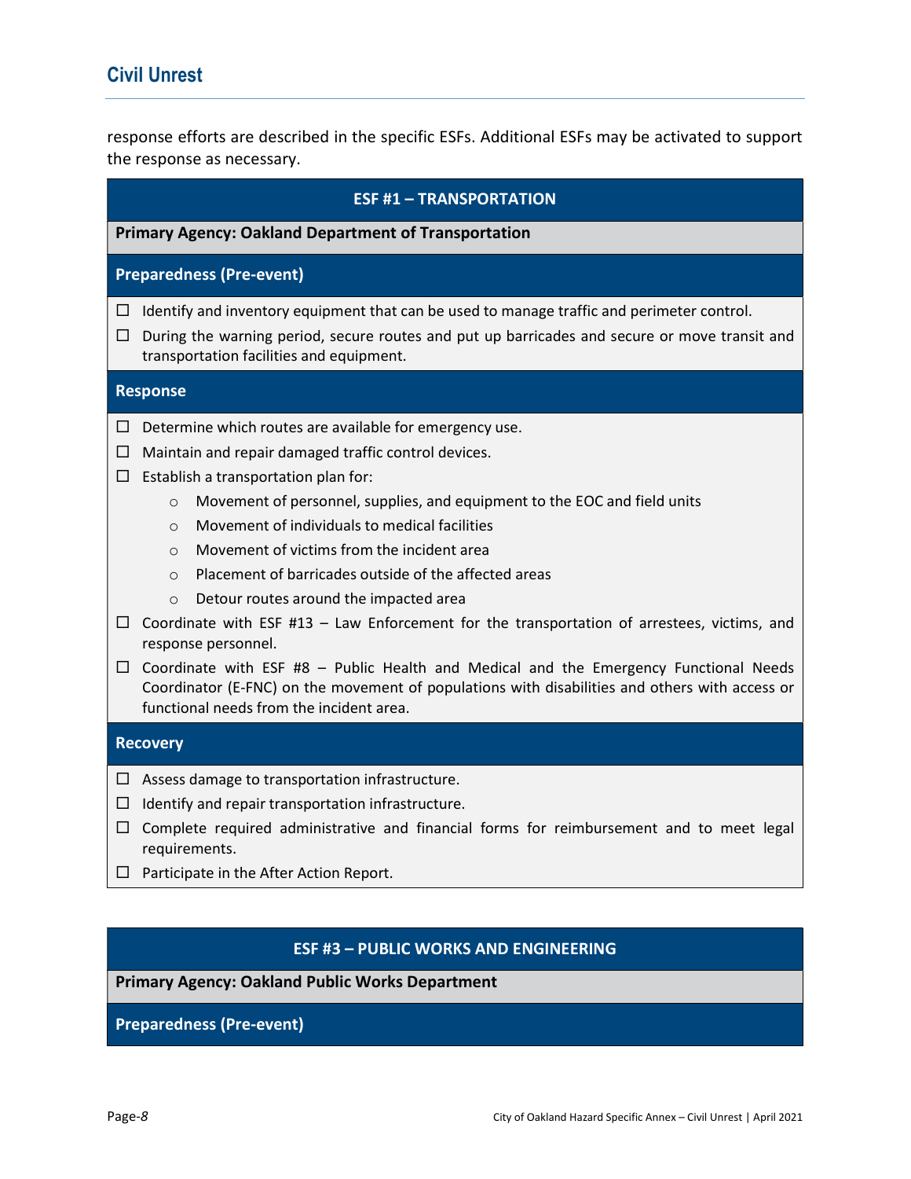response efforts are described in the specific ESFs. Additional ESFs may be activated to support the response as necessary.

### ESF #1 – TRANSPORTATION

**Primary Agency: Oakland Department of Transportation**

**Preparedness (Pre-event)**

- ☐ Identify and inventory equipment that can be used to manage traffic and perimeter control.
- ☐ During the warning period, secure routes and put up barricades and secure or move transit and transportation facilities and equipment.

**Response**

- ☐ Determine which routes are available for emergency use.
- ☐ Maintain and repair damaged traffic control devices.
- ☐ Establish a transportation plan for:
  - Movement of personnel, supplies, and equipment to the EOC and field units
  - Movement of individuals to medical facilities
  - Movement of victims from the incident area
  - Placement of barricades outside of the affected areas
  - Detour routes around the impacted area
- ☐ Coordinate with ESF #13 – Law Enforcement for the transportation of arrestees, victims, and response personnel.
- ☐ Coordinate with ESF #8 – Public Health and Medical and the Emergency Functional Needs Coordinator (E-FNC) on the movement of populations with disabilities and others with access or functional needs from the incident area.

**Recovery**

- ☐ Assess damage to transportation infrastructure.
- ☐ Identify and repair transportation infrastructure.
- ☐ Complete required administrative and financial forms for reimbursement and to meet legal requirements.
- ☐ Participate in the After Action Report.

### ESF #3 – PUBLIC WORKS AND ENGINEERING

**Primary Agency: Oakland Public Works Department**

**Preparedness (Pre-event)**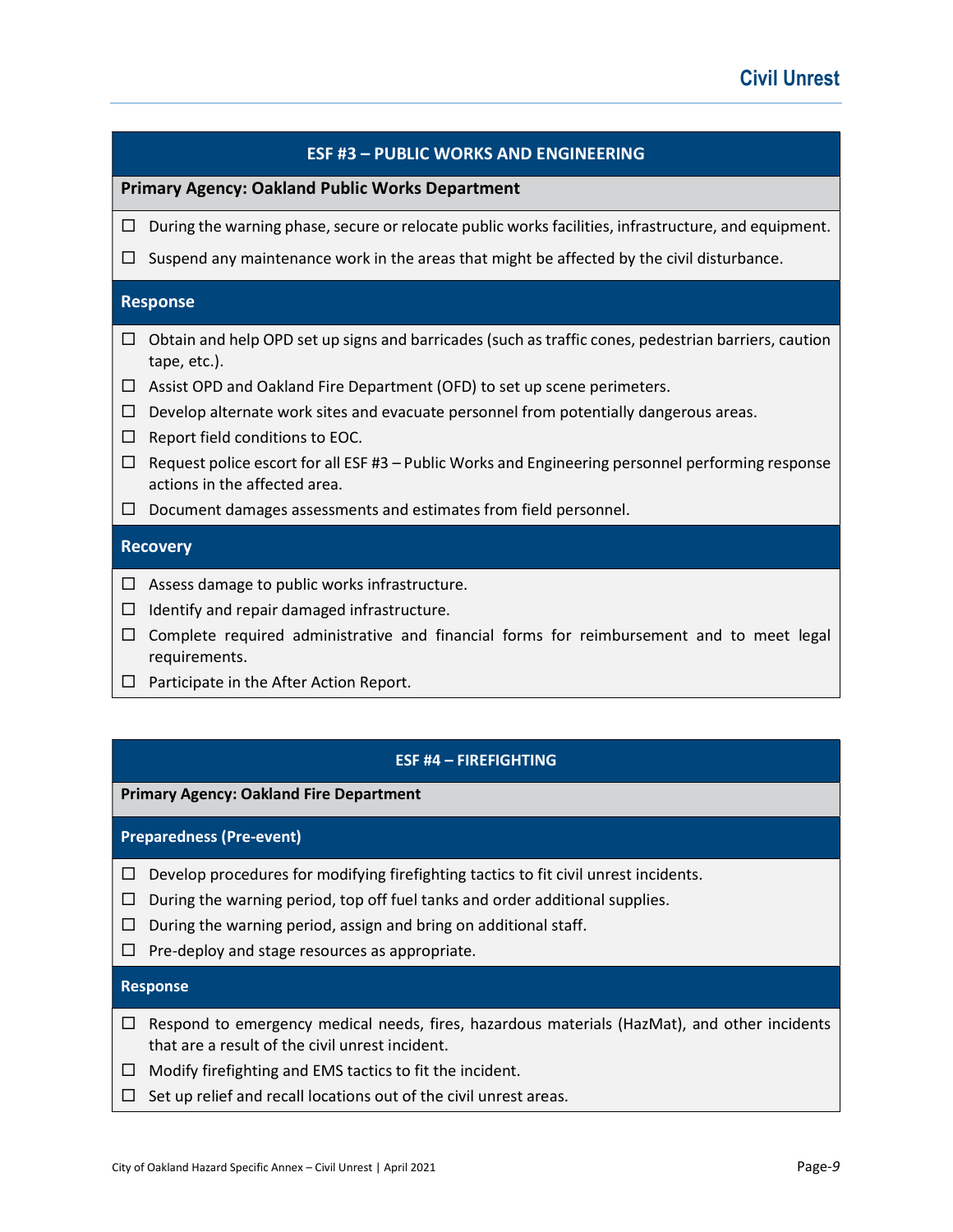## ESF #3 – PUBLIC WORKS AND ENGINEERING

**Primary Agency: Oakland Public Works Department**

- ☐ During the warning phase, secure or relocate public works facilities, infrastructure, and equipment.
- ☐ Suspend any maintenance work in the areas that might be affected by the civil disturbance.

### Response

- ☐ Obtain and help OPD set up signs and barricades (such as traffic cones, pedestrian barriers, caution tape, etc.).
- ☐ Assist OPD and Oakland Fire Department (OFD) to set up scene perimeters.
- ☐ Develop alternate work sites and evacuate personnel from potentially dangerous areas.
- ☐ Report field conditions to EOC.
- ☐ Request police escort for all ESF #3 – Public Works and Engineering personnel performing response actions in the affected area.
- ☐ Document damages assessments and estimates from field personnel.

### Recovery

- ☐ Assess damage to public works infrastructure.
- ☐ Identify and repair damaged infrastructure.
- ☐ Complete required administrative and financial forms for reimbursement and to meet legal requirements.
- ☐ Participate in the After Action Report.

## ESF #4 – FIREFIGHTING

**Primary Agency: Oakland Fire Department**

### Preparedness (Pre-event)

- ☐ Develop procedures for modifying firefighting tactics to fit civil unrest incidents.
- ☐ During the warning period, top off fuel tanks and order additional supplies.
- ☐ During the warning period, assign and bring on additional staff.
- ☐ Pre-deploy and stage resources as appropriate.

### Response

- ☐ Respond to emergency medical needs, fires, hazardous materials (HazMat), and other incidents that are a result of the civil unrest incident.
- ☐ Modify firefighting and EMS tactics to fit the incident.
- ☐ Set up relief and recall locations out of the civil unrest areas.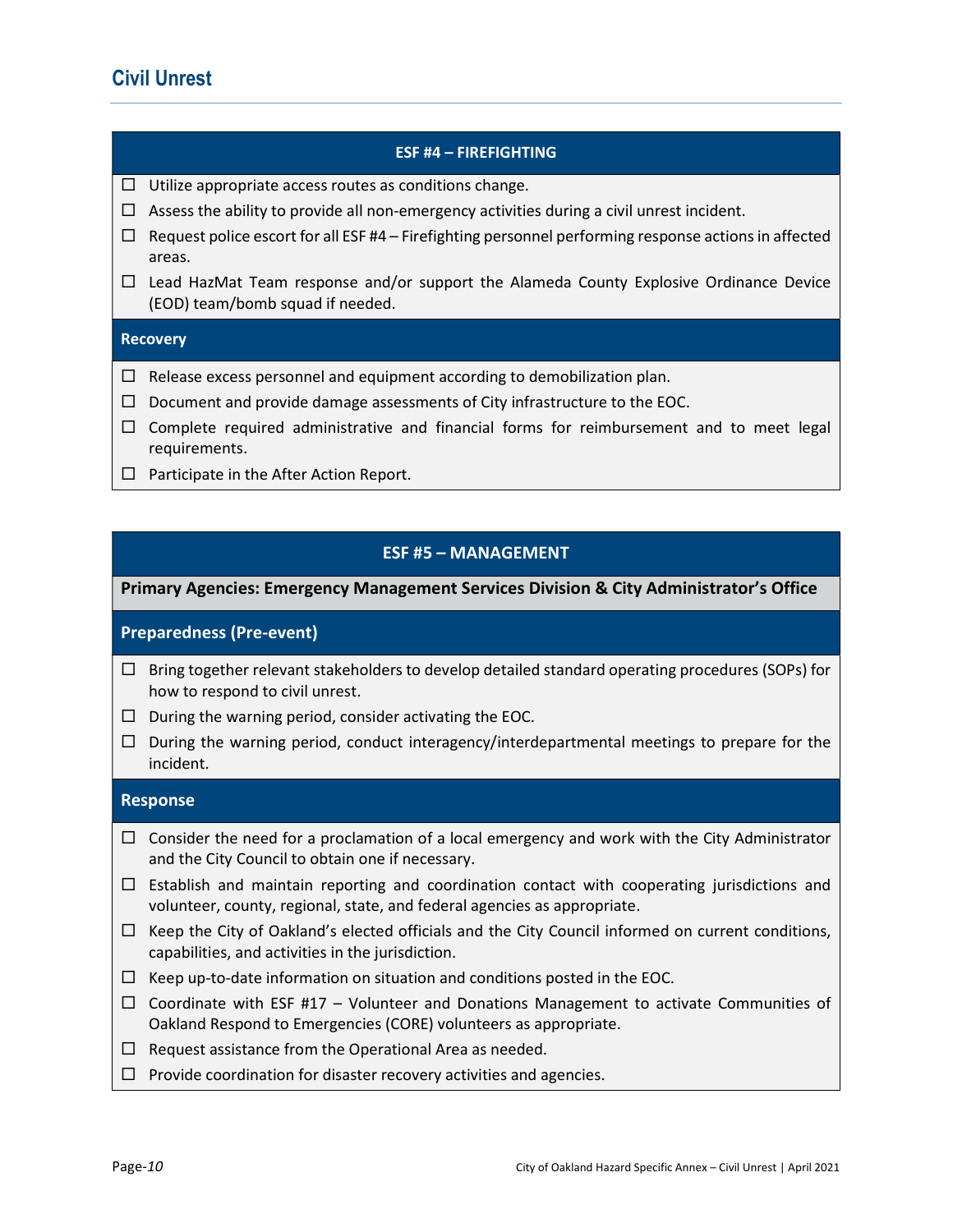## Civil Unrest

### ESF #4 – FIREFIGHTING

- ☐ Utilize appropriate access routes as conditions change.
- ☐ Assess the ability to provide all non-emergency activities during a civil unrest incident.
- ☐ Request police escort for all ESF #4 – Firefighting personnel performing response actions in affected areas.
- ☐ Lead HazMat Team response and/or support the Alameda County Explosive Ordinance Device (EOD) team/bomb squad if needed.

#### Recovery

- ☐ Release excess personnel and equipment according to demobilization plan.
- ☐ Document and provide damage assessments of City infrastructure to the EOC.
- ☐ Complete required administrative and financial forms for reimbursement and to meet legal requirements.
- ☐ Participate in the After Action Report.

### ESF #5 – MANAGEMENT

**Primary Agencies: Emergency Management Services Division & City Administrator's Office**

#### Preparedness (Pre-event)

- ☐ Bring together relevant stakeholders to develop detailed standard operating procedures (SOPs) for how to respond to civil unrest.
- ☐ During the warning period, consider activating the EOC.
- ☐ During the warning period, conduct interagency/interdepartmental meetings to prepare for the incident.

#### Response

- ☐ Consider the need for a proclamation of a local emergency and work with the City Administrator and the City Council to obtain one if necessary.
- ☐ Establish and maintain reporting and coordination contact with cooperating jurisdictions and volunteer, county, regional, state, and federal agencies as appropriate.
- ☐ Keep the City of Oakland's elected officials and the City Council informed on current conditions, capabilities, and activities in the jurisdiction.
- ☐ Keep up-to-date information on situation and conditions posted in the EOC.
- ☐ Coordinate with ESF #17 – Volunteer and Donations Management to activate Communities of Oakland Respond to Emergencies (CORE) volunteers as appropriate.
- ☐ Request assistance from the Operational Area as needed.
- ☐ Provide coordination for disaster recovery activities and agencies.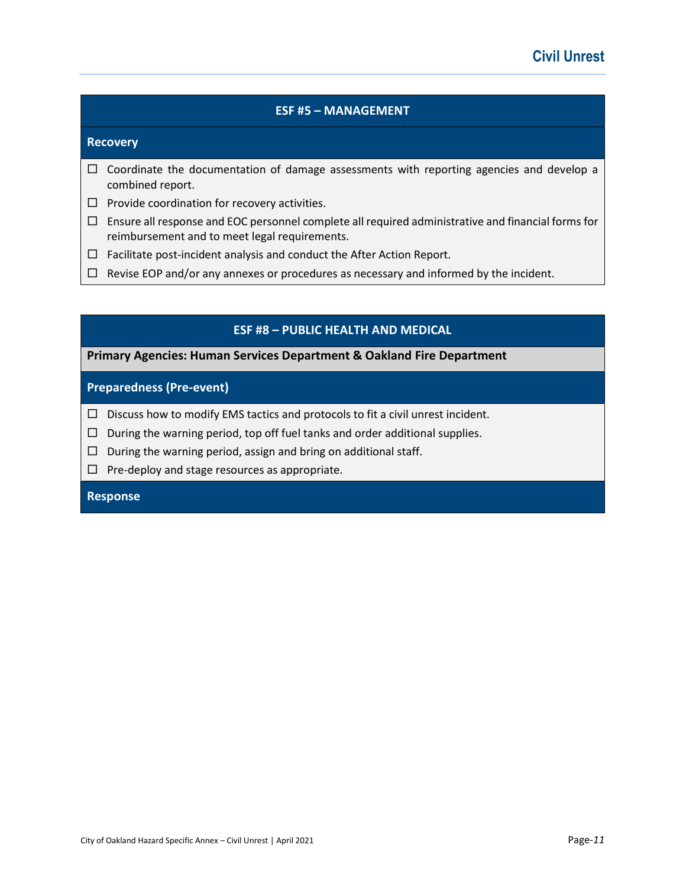## ESF #5 – MANAGEMENT

### Recovery

- ☐ Coordinate the documentation of damage assessments with reporting agencies and develop a combined report.
- ☐ Provide coordination for recovery activities.
- ☐ Ensure all response and EOC personnel complete all required administrative and financial forms for reimbursement and to meet legal requirements.
- ☐ Facilitate post-incident analysis and conduct the After Action Report.
- ☐ Revise EOP and/or any annexes or procedures as necessary and informed by the incident.

## ESF #8 – PUBLIC HEALTH AND MEDICAL

**Primary Agencies: Human Services Department & Oakland Fire Department**

### Preparedness (Pre-event)

- ☐ Discuss how to modify EMS tactics and protocols to fit a civil unrest incident.
- ☐ During the warning period, top off fuel tanks and order additional supplies.
- ☐ During the warning period, assign and bring on additional staff.
- ☐ Pre-deploy and stage resources as appropriate.

### Response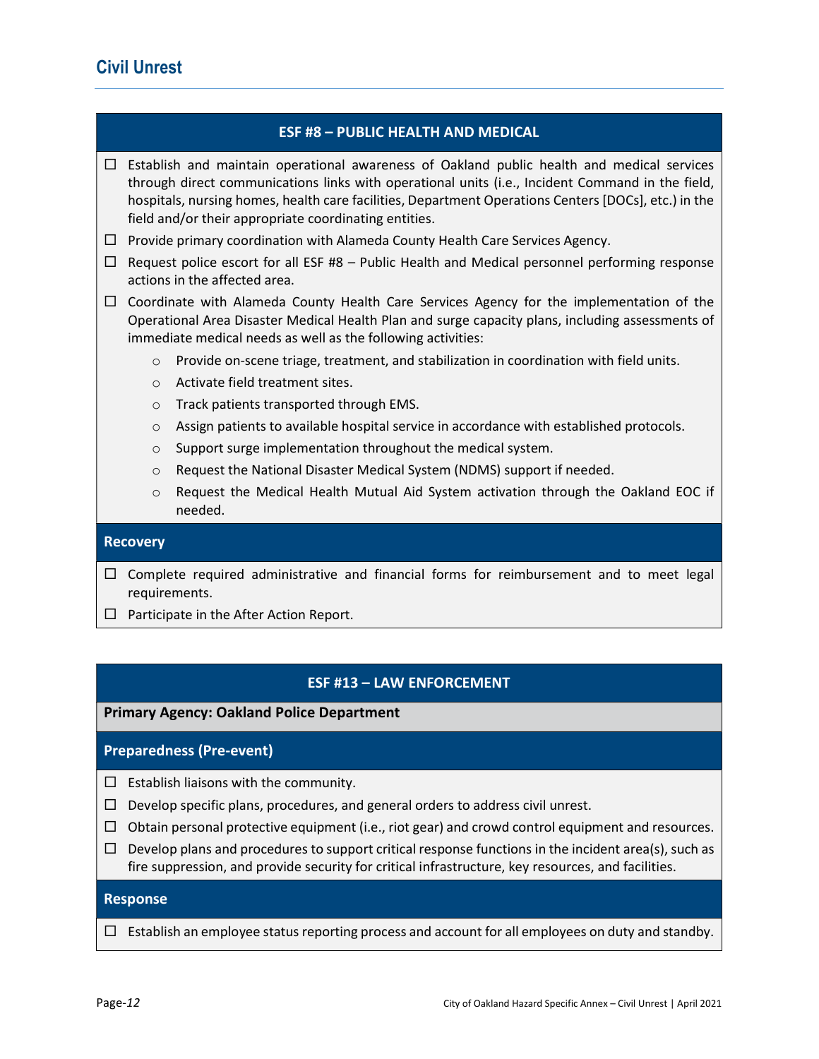## ESF #8 – PUBLIC HEALTH AND MEDICAL

- ☐ Establish and maintain operational awareness of Oakland public health and medical services through direct communications links with operational units (i.e., Incident Command in the field, hospitals, nursing homes, health care facilities, Department Operations Centers [DOCs], etc.) in the field and/or their appropriate coordinating entities.
- ☐ Provide primary coordination with Alameda County Health Care Services Agency.
- ☐ Request police escort for all ESF #8 – Public Health and Medical personnel performing response actions in the affected area.
- ☐ Coordinate with Alameda County Health Care Services Agency for the implementation of the Operational Area Disaster Medical Health Plan and surge capacity plans, including assessments of immediate medical needs as well as the following activities:
  - Provide on-scene triage, treatment, and stabilization in coordination with field units.
  - Activate field treatment sites.
  - Track patients transported through EMS.
  - Assign patients to available hospital service in accordance with established protocols.
  - Support surge implementation throughout the medical system.
  - Request the National Disaster Medical System (NDMS) support if needed.
  - Request the Medical Health Mutual Aid System activation through the Oakland EOC if needed.

### Recovery

- ☐ Complete required administrative and financial forms for reimbursement and to meet legal requirements.
- ☐ Participate in the After Action Report.

## ESF #13 – LAW ENFORCEMENT

**Primary Agency: Oakland Police Department**

### Preparedness (Pre-event)

- ☐ Establish liaisons with the community.
- ☐ Develop specific plans, procedures, and general orders to address civil unrest.
- ☐ Obtain personal protective equipment (i.e., riot gear) and crowd control equipment and resources.
- ☐ Develop plans and procedures to support critical response functions in the incident area(s), such as fire suppression, and provide security for critical infrastructure, key resources, and facilities.

### Response

- ☐ Establish an employee status reporting process and account for all employees on duty and standby.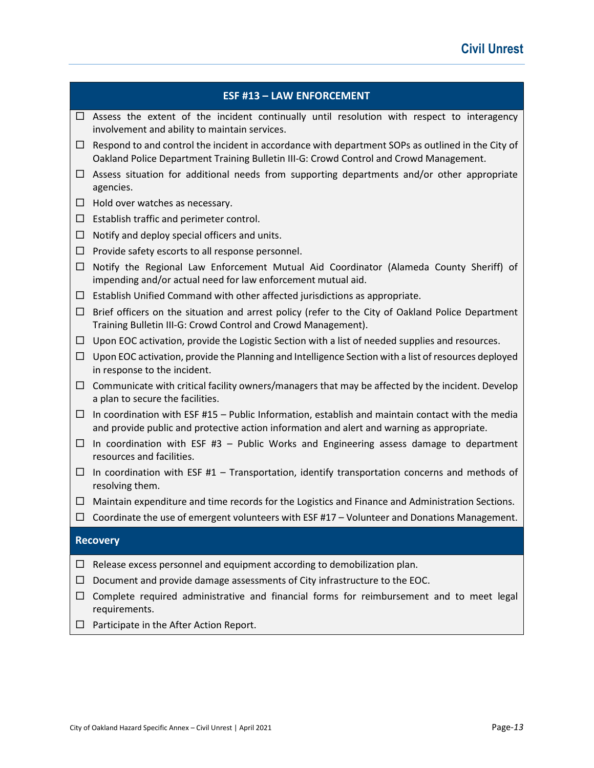## ESF #13 – LAW ENFORCEMENT

- ☐ Assess the extent of the incident continually until resolution with respect to interagency involvement and ability to maintain services.
- ☐ Respond to and control the incident in accordance with department SOPs as outlined in the City of Oakland Police Department Training Bulletin III-G: Crowd Control and Crowd Management.
- ☐ Assess situation for additional needs from supporting departments and/or other appropriate agencies.
- ☐ Hold over watches as necessary.
- ☐ Establish traffic and perimeter control.
- ☐ Notify and deploy special officers and units.
- ☐ Provide safety escorts to all response personnel.
- ☐ Notify the Regional Law Enforcement Mutual Aid Coordinator (Alameda County Sheriff) of impending and/or actual need for law enforcement mutual aid.
- ☐ Establish Unified Command with other affected jurisdictions as appropriate.
- ☐ Brief officers on the situation and arrest policy (refer to the City of Oakland Police Department Training Bulletin III-G: Crowd Control and Crowd Management).
- ☐ Upon EOC activation, provide the Logistic Section with a list of needed supplies and resources.
- ☐ Upon EOC activation, provide the Planning and Intelligence Section with a list of resources deployed in response to the incident.
- ☐ Communicate with critical facility owners/managers that may be affected by the incident. Develop a plan to secure the facilities.
- ☐ In coordination with ESF #15 – Public Information, establish and maintain contact with the media and provide public and protective action information and alert and warning as appropriate.
- ☐ In coordination with ESF #3 – Public Works and Engineering assess damage to department resources and facilities.
- ☐ In coordination with ESF #1 – Transportation, identify transportation concerns and methods of resolving them.
- ☐ Maintain expenditure and time records for the Logistics and Finance and Administration Sections.
- ☐ Coordinate the use of emergent volunteers with ESF #17 – Volunteer and Donations Management.

### Recovery

- ☐ Release excess personnel and equipment according to demobilization plan.
- ☐ Document and provide damage assessments of City infrastructure to the EOC.
- ☐ Complete required administrative and financial forms for reimbursement and to meet legal requirements.
- ☐ Participate in the After Action Report.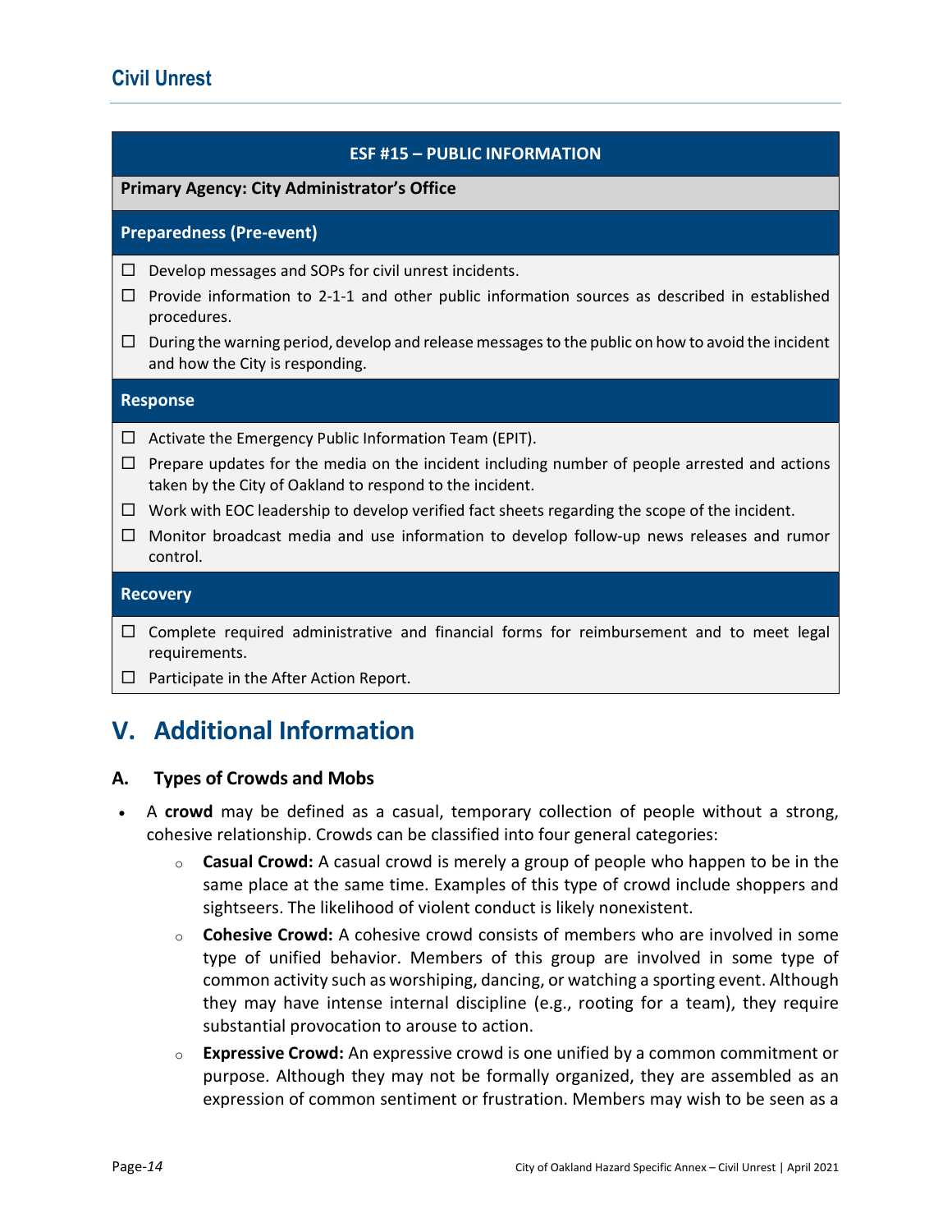| ESF #15 – PUBLIC INFORMATION |
| --- |
| **Primary Agency: City Administrator's Office** |
| **Preparedness (Pre-event)** |
| ☐ Develop messages and SOPs for civil unrest incidents. |
| ☐ Provide information to 2-1-1 and other public information sources as described in established procedures. |
| ☐ During the warning period, develop and release messages to the public on how to avoid the incident and how the City is responding. |
| **Response** |
| ☐ Activate the Emergency Public Information Team (EPIT). |
| ☐ Prepare updates for the media on the incident including number of people arrested and actions taken by the City of Oakland to respond to the incident. |
| ☐ Work with EOC leadership to develop verified fact sheets regarding the scope of the incident. |
| ☐ Monitor broadcast media and use information to develop follow-up news releases and rumor control. |
| **Recovery** |
| ☐ Complete required administrative and financial forms for reimbursement and to meet legal requirements. |
| ☐ Participate in the After Action Report. |

# V. Additional Information

## A. Types of Crowds and Mobs

- A **crowd** may be defined as a casual, temporary collection of people without a strong, cohesive relationship. Crowds can be classified into four general categories:
  - **Casual Crowd:** A casual crowd is merely a group of people who happen to be in the same place at the same time. Examples of this type of crowd include shoppers and sightseers. The likelihood of violent conduct is likely nonexistent.
  - **Cohesive Crowd:** A cohesive crowd consists of members who are involved in some type of unified behavior. Members of this group are involved in some type of common activity such as worshiping, dancing, or watching a sporting event. Although they may have intense internal discipline (e.g., rooting for a team), they require substantial provocation to arouse to action.
  - **Expressive Crowd:** An expressive crowd is one unified by a common commitment or purpose. Although they may not be formally organized, they are assembled as an expression of common sentiment or frustration. Members may wish to be seen as a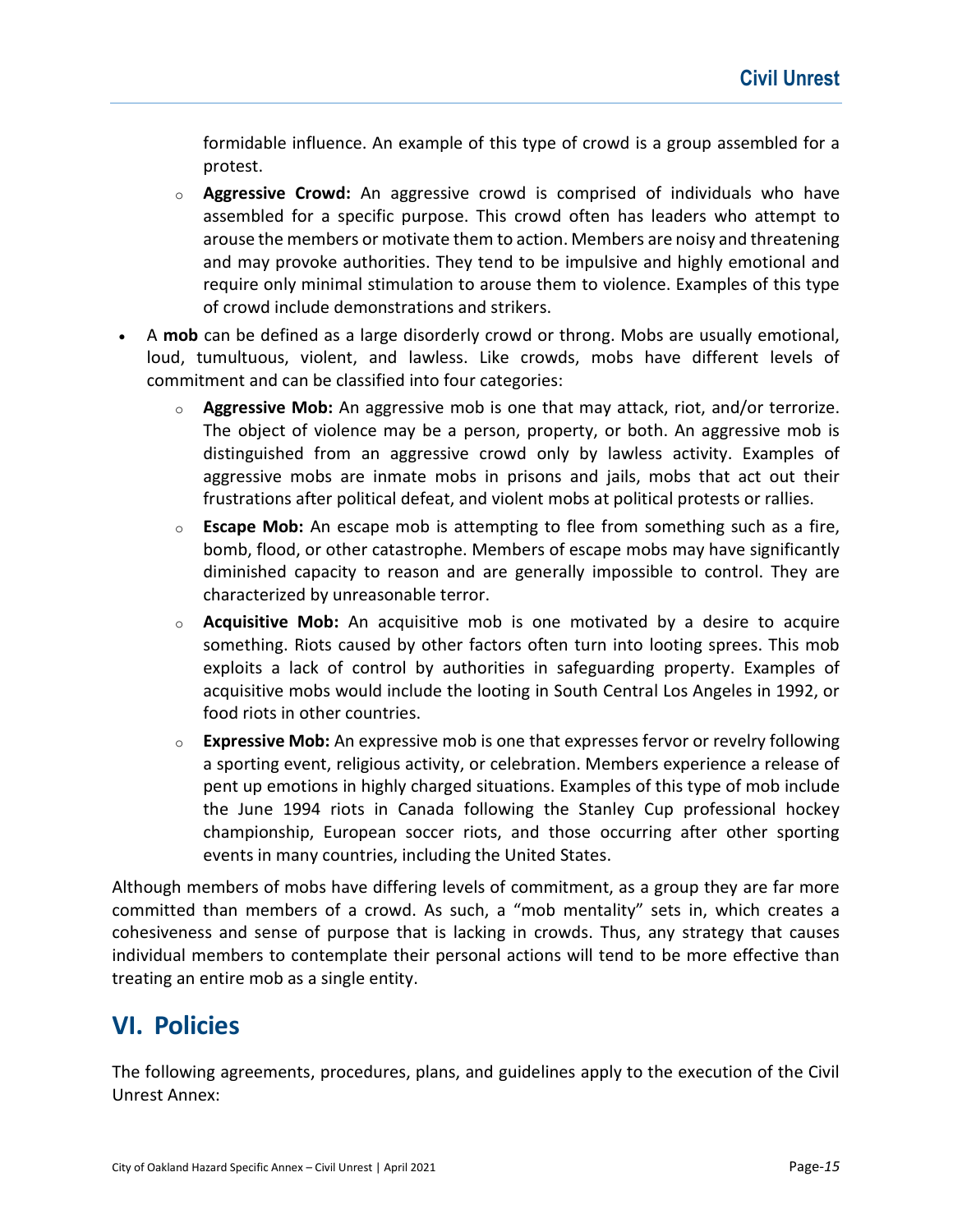formidable influence. An example of this type of crowd is a group assembled for a protest.

- **Aggressive Crowd:** An aggressive crowd is comprised of individuals who have assembled for a specific purpose. This crowd often has leaders who attempt to arouse the members or motivate them to action. Members are noisy and threatening and may provoke authorities. They tend to be impulsive and highly emotional and require only minimal stimulation to arouse them to violence. Examples of this type of crowd include demonstrations and strikers.

- A **mob** can be defined as a large disorderly crowd or throng. Mobs are usually emotional, loud, tumultuous, violent, and lawless. Like crowds, mobs have different levels of commitment and can be classified into four categories:
  - **Aggressive Mob:** An aggressive mob is one that may attack, riot, and/or terrorize. The object of violence may be a person, property, or both. An aggressive mob is distinguished from an aggressive crowd only by lawless activity. Examples of aggressive mobs are inmate mobs in prisons and jails, mobs that act out their frustrations after political defeat, and violent mobs at political protests or rallies.
  - **Escape Mob:** An escape mob is attempting to flee from something such as a fire, bomb, flood, or other catastrophe. Members of escape mobs may have significantly diminished capacity to reason and are generally impossible to control. They are characterized by unreasonable terror.
  - **Acquisitive Mob:** An acquisitive mob is one motivated by a desire to acquire something. Riots caused by other factors often turn into looting sprees. This mob exploits a lack of control by authorities in safeguarding property. Examples of acquisitive mobs would include the looting in South Central Los Angeles in 1992, or food riots in other countries.
  - **Expressive Mob:** An expressive mob is one that expresses fervor or revelry following a sporting event, religious activity, or celebration. Members experience a release of pent up emotions in highly charged situations. Examples of this type of mob include the June 1994 riots in Canada following the Stanley Cup professional hockey championship, European soccer riots, and those occurring after other sporting events in many countries, including the United States.

Although members of mobs have differing levels of commitment, as a group they are far more committed than members of a crowd. As such, a "mob mentality" sets in, which creates a cohesiveness and sense of purpose that is lacking in crowds. Thus, any strategy that causes individual members to contemplate their personal actions will tend to be more effective than treating an entire mob as a single entity.

# VI. Policies

The following agreements, procedures, plans, and guidelines apply to the execution of the Civil Unrest Annex: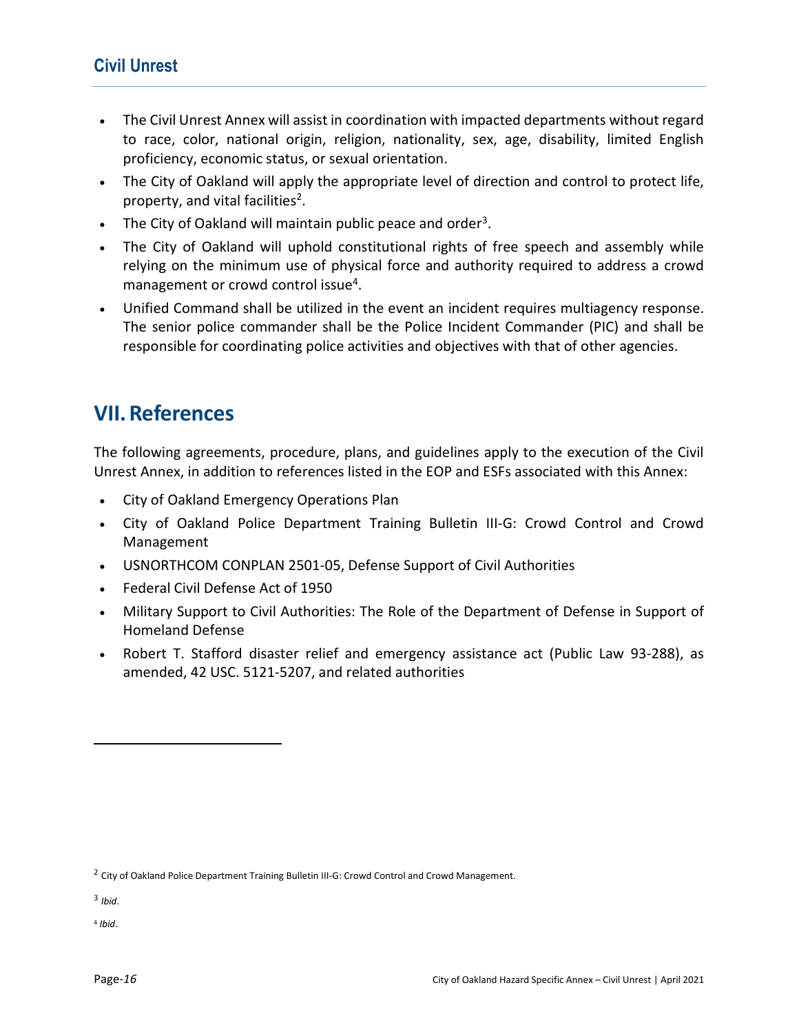- The Civil Unrest Annex will assist in coordination with impacted departments without regard to race, color, national origin, religion, nationality, sex, age, disability, limited English proficiency, economic status, or sexual orientation.
- The City of Oakland will apply the appropriate level of direction and control to protect life, property, and vital facilities[2].
- The City of Oakland will maintain public peace and order[3].
- The City of Oakland will uphold constitutional rights of free speech and assembly while relying on the minimum use of physical force and authority required to address a crowd management or crowd control issue[4].
- Unified Command shall be utilized in the event an incident requires multiagency response. The senior police commander shall be the Police Incident Commander (PIC) and shall be responsible for coordinating police activities and objectives with that of other agencies.

# VII. References

The following agreements, procedure, plans, and guidelines apply to the execution of the Civil Unrest Annex, in addition to references listed in the EOP and ESFs associated with this Annex:

- City of Oakland Emergency Operations Plan
- City of Oakland Police Department Training Bulletin III-G: Crowd Control and Crowd Management
- USNORTHCOM CONPLAN 2501-05, Defense Support of Civil Authorities
- Federal Civil Defense Act of 1950
- Military Support to Civil Authorities: The Role of the Department of Defense in Support of Homeland Defense
- Robert T. Stafford disaster relief and emergency assistance act (Public Law 93-288), as amended, 42 USC. 5121-5207, and related authorities

---

[2] City of Oakland Police Department Training Bulletin III-G: Crowd Control and Crowd Management.

[3] *Ibid*.

[4] *Ibid*.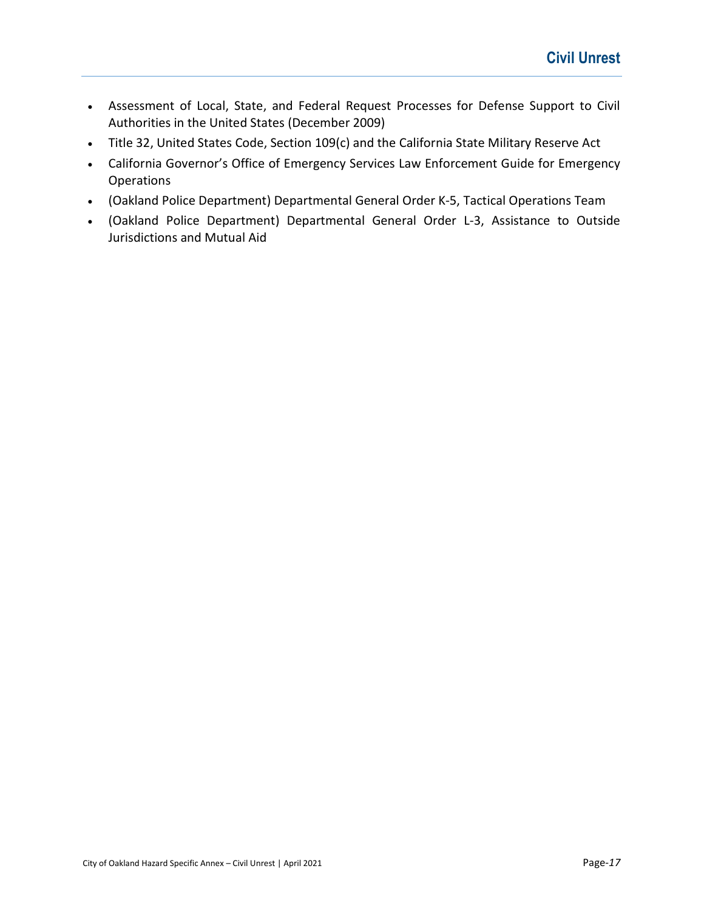- Assessment of Local, State, and Federal Request Processes for Defense Support to Civil Authorities in the United States (December 2009)
- Title 32, United States Code, Section 109(c) and the California State Military Reserve Act
- California Governor's Office of Emergency Services Law Enforcement Guide for Emergency Operations
- (Oakland Police Department) Departmental General Order K-5, Tactical Operations Team
- (Oakland Police Department) Departmental General Order L-3, Assistance to Outside Jurisdictions and Mutual Aid